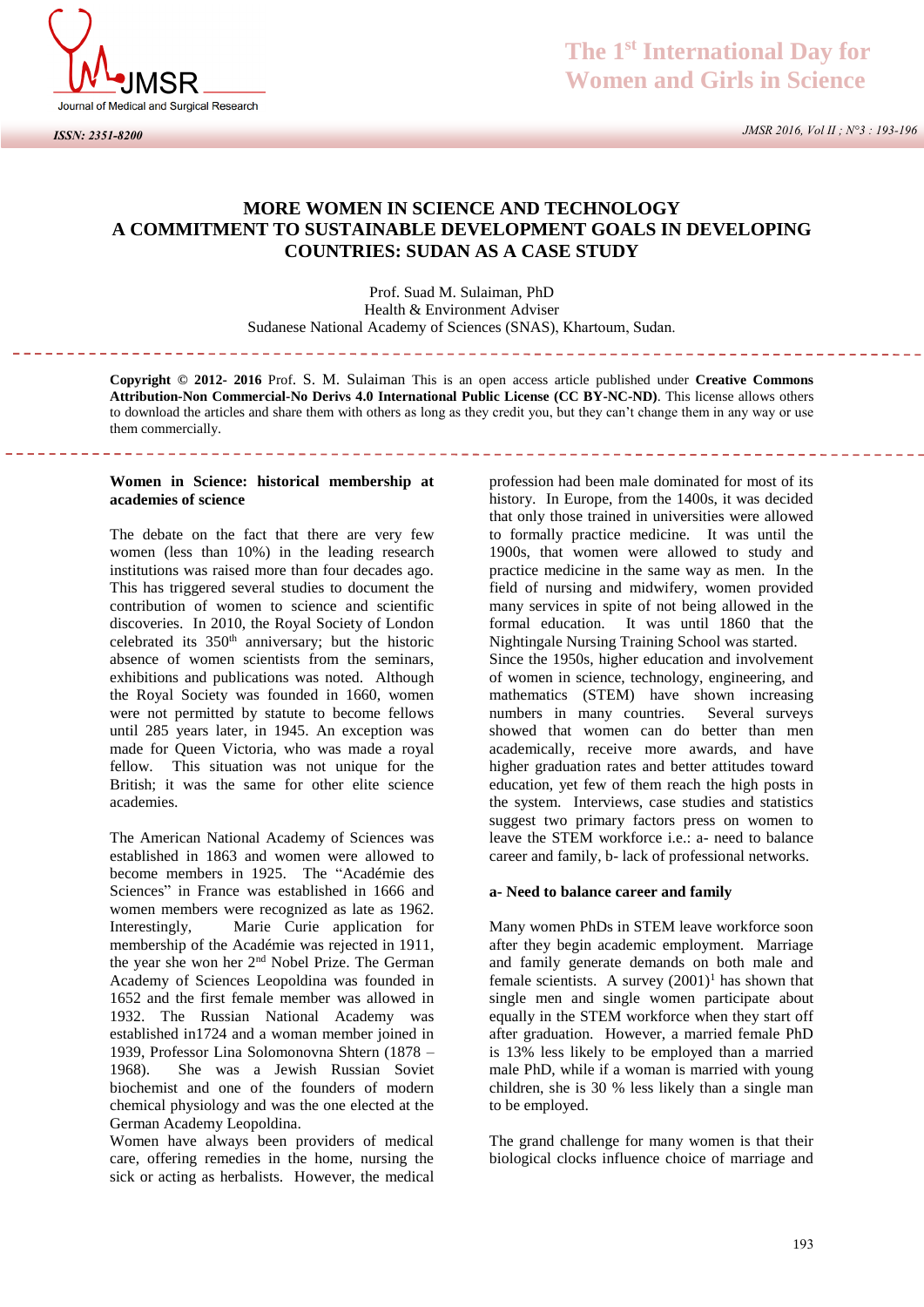# MORE WOMEN IN SCIENCE AND TECHNOLOGY A COMMITMENT TO SUSTAINABLE DEVELOPMENT GOALS IN DEVELOPING COUNTRIES: SUDAN AS A CASE STUDY

Prof. Suad M. Sulaiman, PhD
Health & Environment Adviser
Sudanese National Academy of Sciences (SNAS), Khartoum, Sudan.

**Copyright © 2012- 2016** Prof. S. M. Sulaiman This is an open access article published under **Creative Commons Attribution-Non Commercial-No Derivs 4.0 International Public License (CC BY-NC-ND)**. This license allows others to download the articles and share them with others as long as they credit you, but they can't change them in any way or use them commercially.

## Women in Science: historical membership at academies of science

The debate on the fact that there are very few women (less than 10%) in the leading research institutions was raised more than four decades ago. This has triggered several studies to document the contribution of women to science and scientific discoveries. In 2010, the Royal Society of London celebrated its 350th anniversary; but the historic absence of women scientists from the seminars, exhibitions and publications was noted. Although the Royal Society was founded in 1660, women were not permitted by statute to become fellows until 285 years later, in 1945. An exception was made for Queen Victoria, who was made a royal fellow. This situation was not unique for the British; it was the same for other elite science academies.

The American National Academy of Sciences was established in 1863 and women were allowed to become members in 1925. The "Académie des Sciences" in France was established in 1666 and women members were recognized as late as 1962. Interestingly, Marie Curie application for membership of the Académie was rejected in 1911, the year she won her 2nd Nobel Prize. The German Academy of Sciences Leopoldina was founded in 1652 and the first female member was allowed in 1932. The Russian National Academy was established in1724 and a woman member joined in 1939, Professor Lina Solomonovna Shtern (1878 – 1968). She was a Jewish Russian Soviet biochemist and one of the founders of modern chemical physiology and was the one elected at the German Academy Leopoldina.

Women have always been providers of medical care, offering remedies in the home, nursing the sick or acting as herbalists. However, the medical profession had been male dominated for most of its history. In Europe, from the 1400s, it was decided that only those trained in universities were allowed to formally practice medicine. It was until the 1900s, that women were allowed to study and practice medicine in the same way as men. In the field of nursing and midwifery, women provided many services in spite of not being allowed in the formal education. It was until 1860 that the Nightingale Nursing Training School was started. Since the 1950s, higher education and involvement of women in science, technology, engineering, and mathematics (STEM) have shown increasing numbers in many countries. Several surveys showed that women can do better than men academically, receive more awards, and have higher graduation rates and better attitudes toward education, yet few of them reach the high posts in the system. Interviews, case studies and statistics suggest two primary factors press on women to leave the STEM workforce i.e.: a- need to balance career and family, b- lack of professional networks.

### a- Need to balance career and family

Many women PhDs in STEM leave workforce soon after they begin academic employment. Marriage and family generate demands on both male and female scientists. A survey (2001)[1] has shown that single men and single women participate about equally in the STEM workforce when they start off after graduation. However, a married female PhD is 13% less likely to be employed than a married male PhD, while if a woman is married with young children, she is 30 % less likely than a single man to be employed.

The grand challenge for many women is that their biological clocks influence choice of marriage and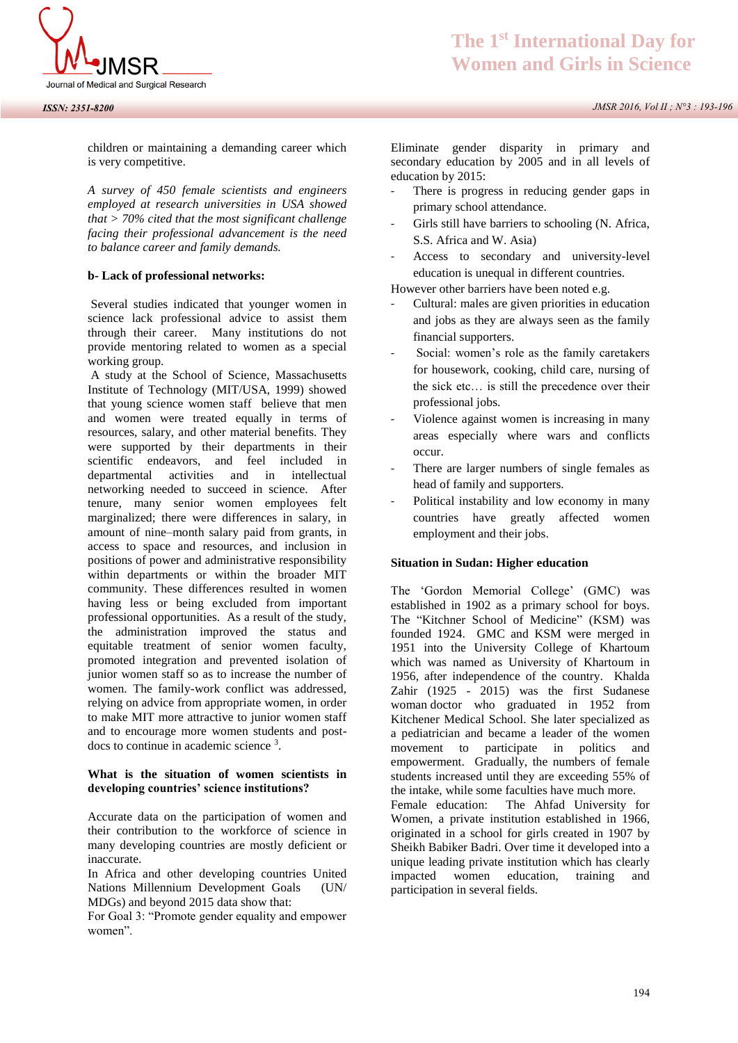children or maintaining a demanding career which is very competitive.

*A survey of 450 female scientists and engineers employed at research universities in USA showed that > 70% cited that the most significant challenge facing their professional advancement is the need to balance career and family demands.*

**b- Lack of professional networks:**

Several studies indicated that younger women in science lack professional advice to assist them through their career. Many institutions do not provide mentoring related to women as a special working group.

A study at the School of Science, Massachusetts Institute of Technology (MIT/USA, 1999) showed that young science women staff believe that men and women were treated equally in terms of resources, salary, and other material benefits. They were supported by their departments in their scientific endeavors, and feel included in departmental activities and in intellectual networking needed to succeed in science. After tenure, many senior women employees felt marginalized; there were differences in salary, in amount of nine–month salary paid from grants, in access to space and resources, and inclusion in positions of power and administrative responsibility within departments or within the broader MIT community. These differences resulted in women having less or being excluded from important professional opportunities. As a result of the study, the administration improved the status and equitable treatment of senior women faculty, promoted integration and prevented isolation of junior women staff so as to increase the number of women. The family-work conflict was addressed, relying on advice from appropriate women, in order to make MIT more attractive to junior women staff and to encourage more women students and post-docs to continue in academic science [3].

**What is the situation of women scientists in developing countries' science institutions?**

Accurate data on the participation of women and their contribution to the workforce of science in many developing countries are mostly deficient or inaccurate.

In Africa and other developing countries United Nations Millennium Development Goals (UN/ MDGs) and beyond 2015 data show that:

For Goal 3: "Promote gender equality and empower women".

Eliminate gender disparity in primary and secondary education by 2005 and in all levels of education by 2015:

- There is progress in reducing gender gaps in primary school attendance.
- Girls still have barriers to schooling (N. Africa, S.S. Africa and W. Asia)
- Access to secondary and university-level education is unequal in different countries.

However other barriers have been noted e.g.

- Cultural: males are given priorities in education and jobs as they are always seen as the family financial supporters.
- Social: women's role as the family caretakers for housework, cooking, child care, nursing of the sick etc… is still the precedence over their professional jobs.
- Violence against women is increasing in many areas especially where wars and conflicts occur.
- There are larger numbers of single females as head of family and supporters.
- Political instability and low economy in many countries have greatly affected women employment and their jobs.

**Situation in Sudan: Higher education**

The 'Gordon Memorial College' (GMC) was established in 1902 as a primary school for boys. The "Kitchner School of Medicine" (KSM) was founded 1924. GMC and KSM were merged in 1951 into the University College of Khartoum which was named as University of Khartoum in 1956, after independence of the country. Khalda Zahir (1925 - 2015) was the first Sudanese woman doctor who graduated in 1952 from Kitchener Medical School. She later specialized as a pediatrician and became a leader of the women movement to participate in politics and empowerment. Gradually, the numbers of female students increased until they are exceeding 55% of the intake, while some faculties have much more.

Female education: The Ahfad University for Women, a private institution established in 1966, originated in a school for girls created in 1907 by Sheikh Babiker Badri. Over time it developed into a unique leading private institution which has clearly impacted women education, training and participation in several fields.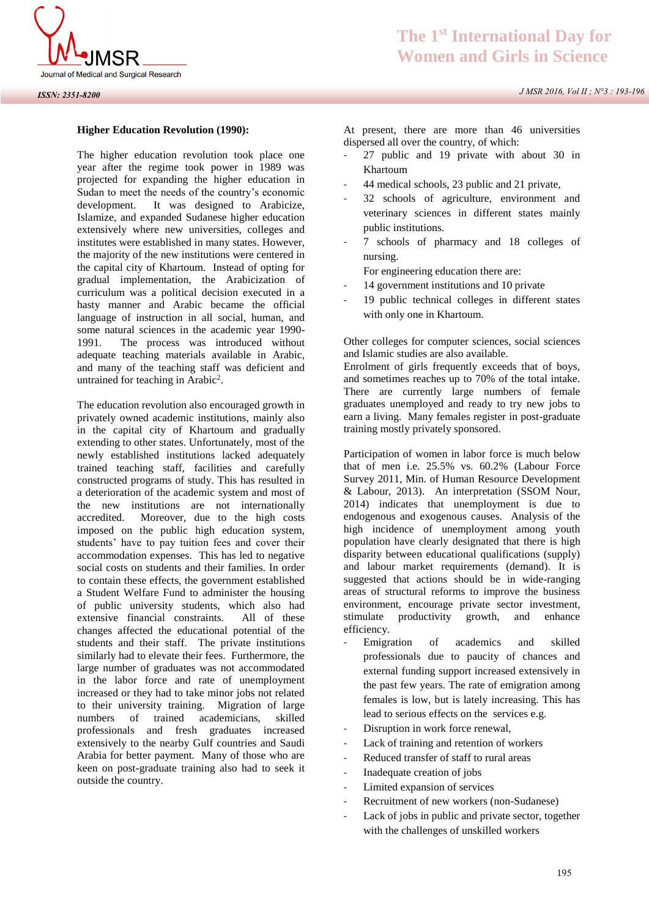**Higher Education Revolution (1990):**

The higher education revolution took place one year after the regime took power in 1989 was projected for expanding the higher education in Sudan to meet the needs of the country's economic development. It was designed to Arabicize, Islamize, and expanded Sudanese higher education extensively where new universities, colleges and institutes were established in many states. However, the majority of the new institutions were centered in the capital city of Khartoum. Instead of opting for gradual implementation, the Arabicization of curriculum was a political decision executed in a hasty manner and Arabic became the official language of instruction in all social, human, and some natural sciences in the academic year 1990-1991. The process was introduced without adequate teaching materials available in Arabic, and many of the teaching staff was deficient and untrained for teaching in Arabic[2].

The education revolution also encouraged growth in privately owned academic institutions, mainly also in the capital city of Khartoum and gradually extending to other states. Unfortunately, most of the newly established institutions lacked adequately trained teaching staff, facilities and carefully constructed programs of study. This has resulted in a deterioration of the academic system and most of the new institutions are not internationally accredited. Moreover, due to the high costs imposed on the public high education system, students' have to pay tuition fees and cover their accommodation expenses. This has led to negative social costs on students and their families. In order to contain these effects, the government established a Student Welfare Fund to administer the housing of public university students, which also had extensive financial constraints. All of these changes affected the educational potential of the students and their staff. The private institutions similarly had to elevate their fees. Furthermore, the large number of graduates was not accommodated in the labor force and rate of unemployment increased or they had to take minor jobs not related to their university training. Migration of large numbers of trained academicians, skilled professionals and fresh graduates increased extensively to the nearby Gulf countries and Saudi Arabia for better payment. Many of those who are keen on post-graduate training also had to seek it outside the country.

At present, there are more than 46 universities dispersed all over the country, of which:

- 27 public and 19 private with about 30 in Khartoum
- 44 medical schools, 23 public and 21 private,
- 32 schools of agriculture, environment and veterinary sciences in different states mainly public institutions.
- 7 schools of pharmacy and 18 colleges of nursing.

For engineering education there are:

- 14 government institutions and 10 private
- 19 public technical colleges in different states with only one in Khartoum.

Other colleges for computer sciences, social sciences and Islamic studies are also available.
Enrolment of girls frequently exceeds that of boys, and sometimes reaches up to 70% of the total intake. There are currently large numbers of female graduates unemployed and ready to try new jobs to earn a living. Many females register in post-graduate training mostly privately sponsored.

Participation of women in labor force is much below that of men i.e. 25.5% vs. 60.2% (Labour Force Survey 2011, Min. of Human Resource Development & Labour, 2013). An interpretation (SSOM Nour, 2014) indicates that unemployment is due to endogenous and exogenous causes. Analysis of the high incidence of unemployment among youth population have clearly designated that there is high disparity between educational qualifications (supply) and labour market requirements (demand). It is suggested that actions should be in wide-ranging areas of structural reforms to improve the business environment, encourage private sector investment, stimulate productivity growth, and enhance efficiency.

- Emigration of academics and skilled professionals due to paucity of chances and external funding support increased extensively in the past few years. The rate of emigration among females is low, but is lately increasing. This has lead to serious effects on the services e.g.
- Disruption in work force renewal,
- Lack of training and retention of workers
- Reduced transfer of staff to rural areas
- Inadequate creation of jobs
- Limited expansion of services
- Recruitment of new workers (non-Sudanese)
- Lack of jobs in public and private sector, together with the challenges of unskilled workers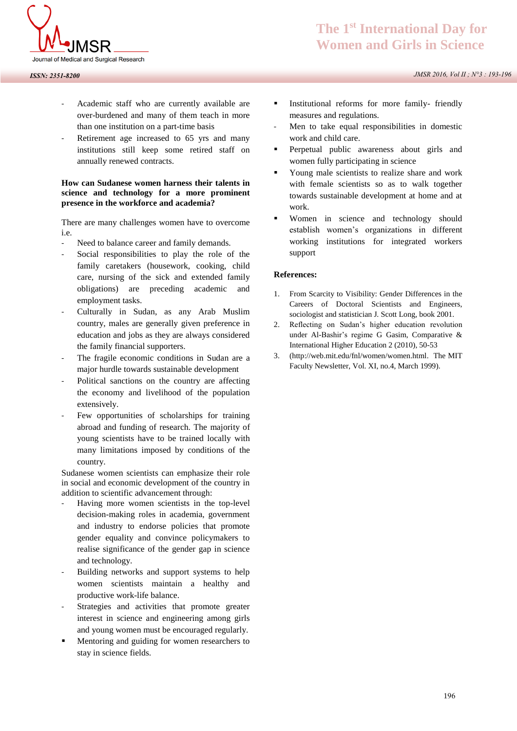- Academic staff who are currently available are over-burdened and many of them teach in more than one institution on a part-time basis
- Retirement age increased to 65 yrs and many institutions still keep some retired staff on annually renewed contracts.

**How can Sudanese women harness their talents in science and technology for a more prominent presence in the workforce and academia?**

There are many challenges women have to overcome i.e.

- Need to balance career and family demands.
- Social responsibilities to play the role of the family caretakers (housework, cooking, child care, nursing of the sick and extended family obligations) are preceding academic and employment tasks.
- Culturally in Sudan, as any Arab Muslim country, males are generally given preference in education and jobs as they are always considered the family financial supporters.
- The fragile economic conditions in Sudan are a major hurdle towards sustainable development
- Political sanctions on the country are affecting the economy and livelihood of the population extensively.
- Few opportunities of scholarships for training abroad and funding of research. The majority of young scientists have to be trained locally with many limitations imposed by conditions of the country.

Sudanese women scientists can emphasize their role in social and economic development of the country in addition to scientific advancement through:

- Having more women scientists in the top-level decision-making roles in academia, government and industry to endorse policies that promote gender equality and convince policymakers to realise significance of the gender gap in science and technology.
- Building networks and support systems to help women scientists maintain a healthy and productive work-life balance.
- Strategies and activities that promote greater interest in science and engineering among girls and young women must be encouraged regularly.
- ▪ Mentoring and guiding for women researchers to stay in science fields.
- ▪ Institutional reforms for more family- friendly measures and regulations.
- Men to take equal responsibilities in domestic work and child care.
- ▪ Perpetual public awareness about girls and women fully participating in science
- ▪ Young male scientists to realize share and work with female scientists so as to walk together towards sustainable development at home and at work.
- ▪ Women in science and technology should establish women's organizations in different working institutions for integrated workers support

**References:**

1. From Scarcity to Visibility: Gender Differences in the Careers of Doctoral Scientists and Engineers, sociologist and statistician J. Scott Long, book 2001.
2. Reflecting on Sudan's higher education revolution under Al-Bashir's regime G Gasim, Comparative & International Higher Education 2 (2010), 50-53
3. (http://web.mit.edu/fnl/women/women.html. The MIT Faculty Newsletter, Vol. XI, no.4, March 1999).